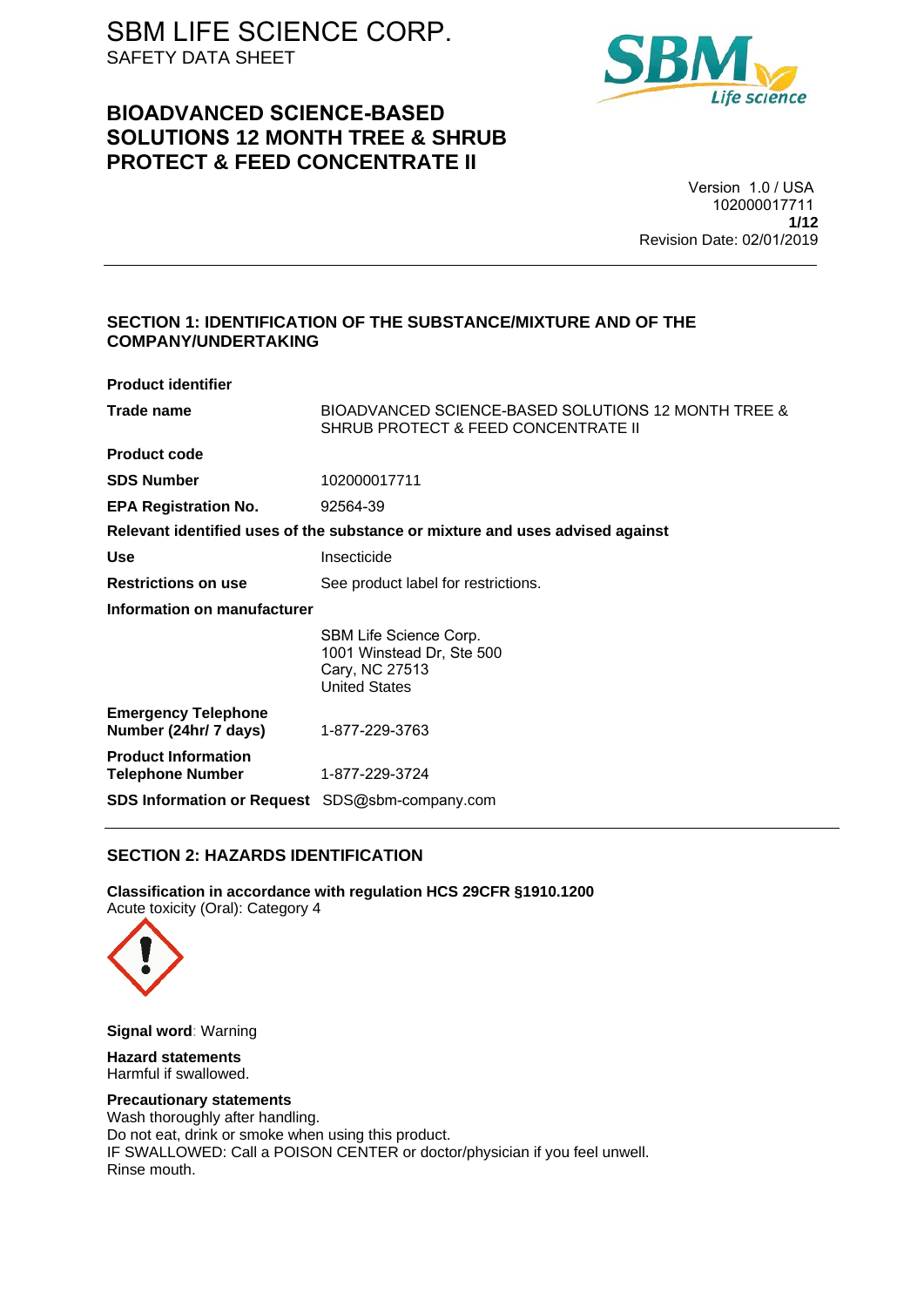# SBM LIFE SCIENCE CORP.

SAFETY DATA SHEET

## BIOADVANCED SCIENCE-BASED SOLUTIONS 12 MONTH TREE & SHRUB PROTECT & FEED CONCENTRATE II

Version 1.0 / USA
102000017711
Revision Date: 02/01/2019

---

## SECTION 1: IDENTIFICATION OF THE SUBSTANCE/MIXTURE AND OF THE COMPANY/UNDERTAKING

**Product identifier**

| | |
|---|---|
| **Trade name** | BIOADVANCED SCIENCE-BASED SOLUTIONS 12 MONTH TREE & SHRUB PROTECT & FEED CONCENTRATE II |
| **Product code** | |
| **SDS Number** | 102000017711 |
| **EPA Registration No.** | 92564-39 |

**Relevant identified uses of the substance or mixture and uses advised against**

| | |
|---|---|
| **Use** | Insecticide |
| **Restrictions on use** | See product label for restrictions. |

**Information on manufacturer**

SBM Life Science Corp.
1001 Winstead Dr, Ste 500
Cary, NC 27513
United States

| | |
|---|---|
| **Emergency Telephone Number (24hr/ 7 days)** | 1-877-229-3763 |
| **Product Information Telephone Number** | 1-877-229-3724 |
| **SDS Information or Request** | SDS@sbm-company.com |

---

## SECTION 2: HAZARDS IDENTIFICATION

**Classification in accordance with regulation HCS 29CFR §1910.1200**
Acute toxicity (Oral): Category 4

**Signal word**: Warning

**Hazard statements**
Harmful if swallowed.

**Precautionary statements**
Wash thoroughly after handling.
Do not eat, drink or smoke when using this product.
IF SWALLOWED: Call a POISON CENTER or doctor/physician if you feel unwell.
Rinse mouth.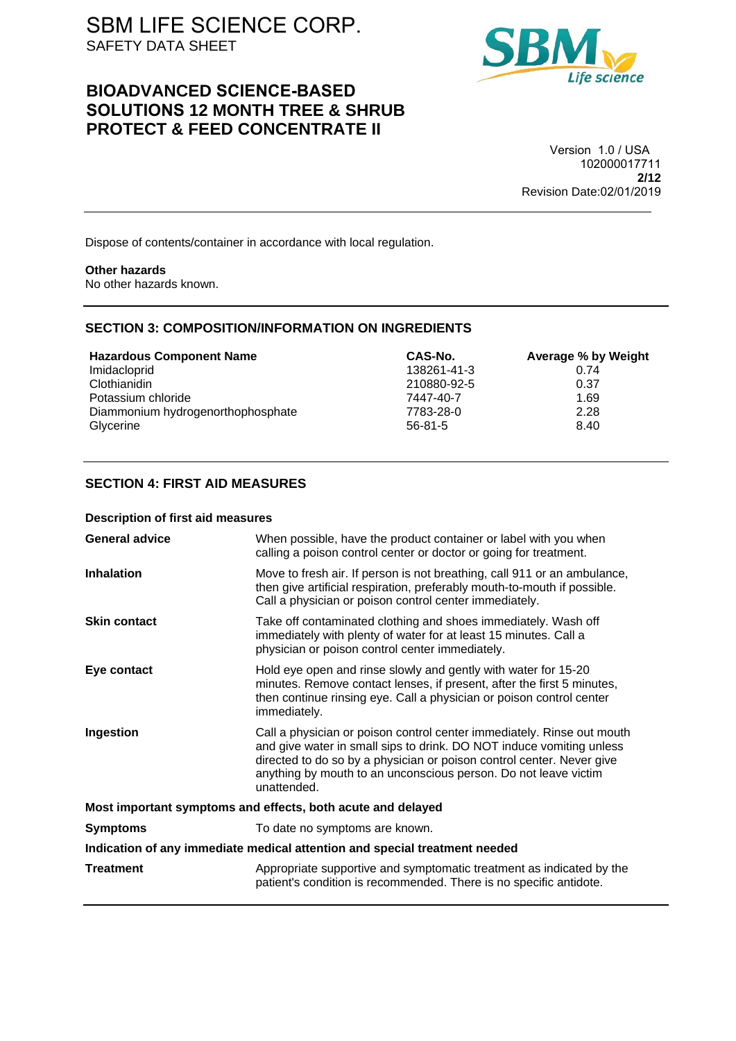Dispose of contents/container in accordance with local regulation.

**Other hazards**

No other hazards known.

## SECTION 3: COMPOSITION/INFORMATION ON INGREDIENTS

| Hazardous Component Name | CAS-No. | Average % by Weight |
|---|---|---|
| Imidacloprid | 138261-41-3 | 0.74 |
| Clothianidin | 210880-92-5 | 0.37 |
| Potassium chloride | 7447-40-7 | 1.69 |
| Diammonium hydrogenorthophosphate | 7783-28-0 | 2.28 |
| Glycerine | 56-81-5 | 8.40 |

## SECTION 4: FIRST AID MEASURES

**Description of first aid measures**

| | |
|---|---|
| **General advice** | When possible, have the product container or label with you when calling a poison control center or doctor or going for treatment. |
| **Inhalation** | Move to fresh air. If person is not breathing, call 911 or an ambulance, then give artificial respiration, preferably mouth-to-mouth if possible. Call a physician or poison control center immediately. |
| **Skin contact** | Take off contaminated clothing and shoes immediately. Wash off immediately with plenty of water for at least 15 minutes. Call a physician or poison control center immediately. |
| **Eye contact** | Hold eye open and rinse slowly and gently with water for 15-20 minutes. Remove contact lenses, if present, after the first 5 minutes, then continue rinsing eye. Call a physician or poison control center immediately. |
| **Ingestion** | Call a physician or poison control center immediately. Rinse out mouth and give water in small sips to drink. DO NOT induce vomiting unless directed to do so by a physician or poison control center. Never give anything by mouth to an unconscious person. Do not leave victim unattended. |

**Most important symptoms and effects, both acute and delayed**

| | |
|---|---|
| **Symptoms** | To date no symptoms are known. |

**Indication of any immediate medical attention and special treatment needed**

| | |
|---|---|
| **Treatment** | Appropriate supportive and symptomatic treatment as indicated by the patient's condition is recommended. There is no specific antidote. |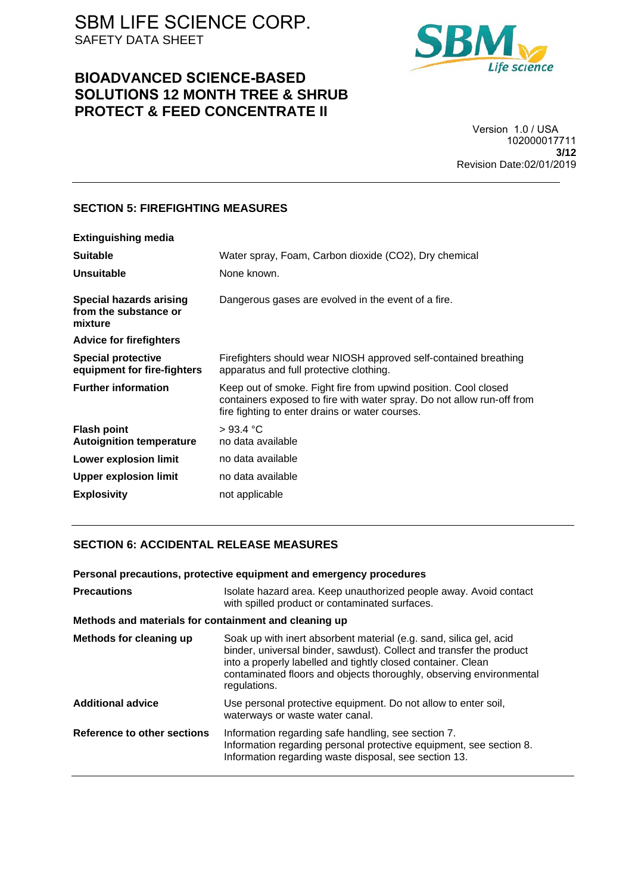## SECTION 5: FIREFIGHTING MEASURES

**Extinguishing media**

| | |
|---|---|
| **Suitable** | Water spray, Foam, Carbon dioxide ($CO_2$), Dry chemical |
| **Unsuitable** | None known. |
| **Special hazards arising from the substance or mixture** | Dangerous gases are evolved in the event of a fire. |

**Advice for firefighters**

| | |
|---|---|
| **Special protective equipment for fire-fighters** | Firefighters should wear NIOSH approved self-contained breathing apparatus and full protective clothing. |
| **Further information** | Keep out of smoke. Fight fire from upwind position. Cool closed containers exposed to fire with water spray. Do not allow run-off from fire fighting to enter drains or water courses. |
| **Flash point** | > 93.4 °C |
| **Autoignition temperature** | no data available |
| **Lower explosion limit** | no data available |
| **Upper explosion limit** | no data available |
| **Explosivity** | not applicable |

## SECTION 6: ACCIDENTAL RELEASE MEASURES

**Personal precautions, protective equipment and emergency procedures**

| | |
|---|---|
| **Precautions** | Isolate hazard area. Keep unauthorized people away. Avoid contact with spilled product or contaminated surfaces. |

**Methods and materials for containment and cleaning up**

| | |
|---|---|
| **Methods for cleaning up** | Soak up with inert absorbent material (e.g. sand, silica gel, acid binder, universal binder, sawdust). Collect and transfer the product into a properly labelled and tightly closed container. Clean contaminated floors and objects thoroughly, observing environmental regulations. |
| **Additional advice** | Use personal protective equipment. Do not allow to enter soil, waterways or waste water canal. |
| **Reference to other sections** | Information regarding safe handling, see section 7.<br>Information regarding personal protective equipment, see section 8.<br>Information regarding waste disposal, see section 13. |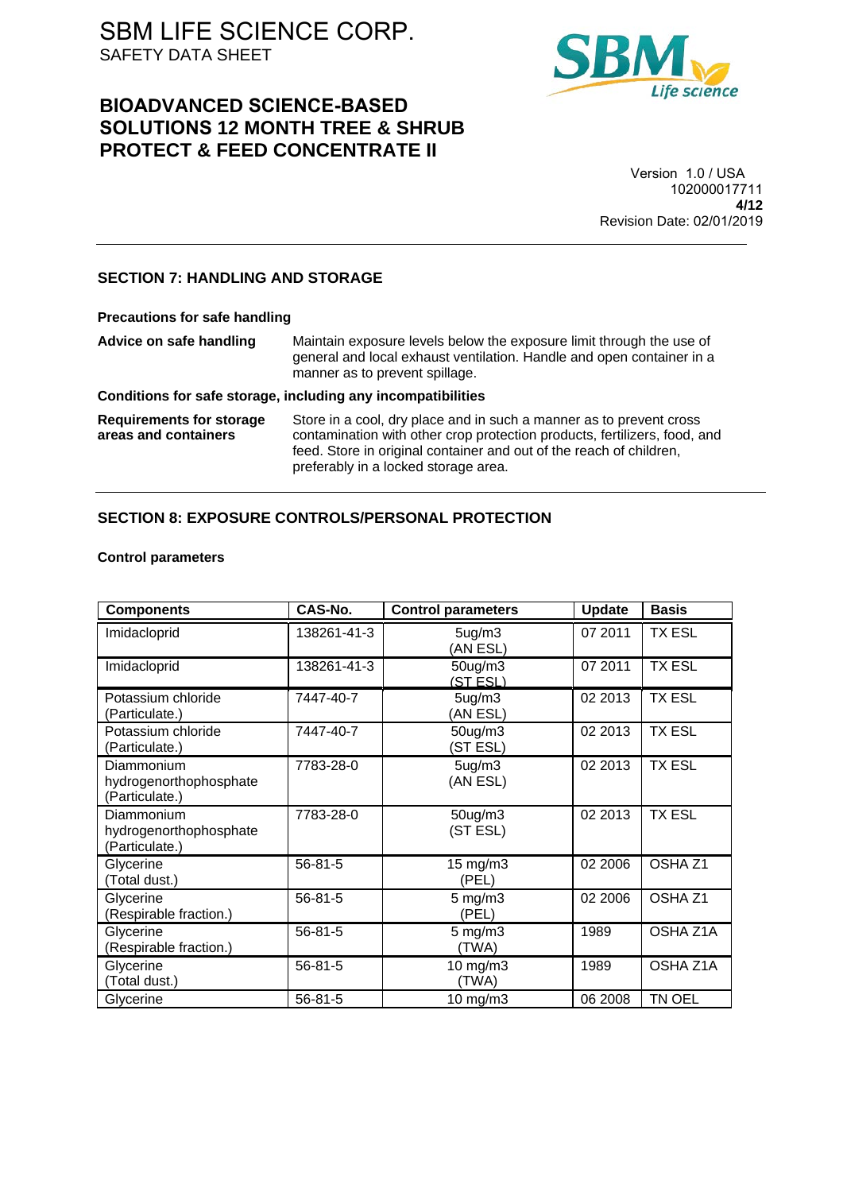## SECTION 7: HANDLING AND STORAGE

**Precautions for safe handling**

**Advice on safe handling** Maintain exposure levels below the exposure limit through the use of general and local exhaust ventilation. Handle and open container in a manner as to prevent spillage.

**Conditions for safe storage, including any incompatibilities**

**Requirements for storage areas and containers** Store in a cool, dry place and in such a manner as to prevent cross contamination with other crop protection products, fertilizers, food, and feed. Store in original container and out of the reach of children, preferably in a locked storage area.

## SECTION 8: EXPOSURE CONTROLS/PERSONAL PROTECTION

**Control parameters**

| Components | CAS-No. | Control parameters | Update | Basis |
|---|---|---|---|---|
| Imidacloprid | 138261-41-3 | 5ug/m3 (AN ESL) | 07 2011 | TX ESL |
| Imidacloprid | 138261-41-3 | 50ug/m3 (ST ESL) | 07 2011 | TX ESL |
| Potassium chloride (Particulate.) | 7447-40-7 | 5ug/m3 (AN ESL) | 02 2013 | TX ESL |
| Potassium chloride (Particulate.) | 7447-40-7 | 50ug/m3 (ST ESL) | 02 2013 | TX ESL |
| Diammonium hydrogenorthophosphate (Particulate.) | 7783-28-0 | 5ug/m3 (AN ESL) | 02 2013 | TX ESL |
| Diammonium hydrogenorthophosphate (Particulate.) | 7783-28-0 | 50ug/m3 (ST ESL) | 02 2013 | TX ESL |
| Glycerine (Total dust.) | 56-81-5 | 15 mg/m3 (PEL) | 02 2006 | OSHA Z1 |
| Glycerine (Respirable fraction.) | 56-81-5 | 5 mg/m3 (PEL) | 02 2006 | OSHA Z1 |
| Glycerine (Respirable fraction.) | 56-81-5 | 5 mg/m3 (TWA) | 1989 | OSHA Z1A |
| Glycerine (Total dust.) | 56-81-5 | 10 mg/m3 (TWA) | 1989 | OSHA Z1A |
| Glycerine | 56-81-5 | 10 mg/m3 | 06 2008 | TN OEL |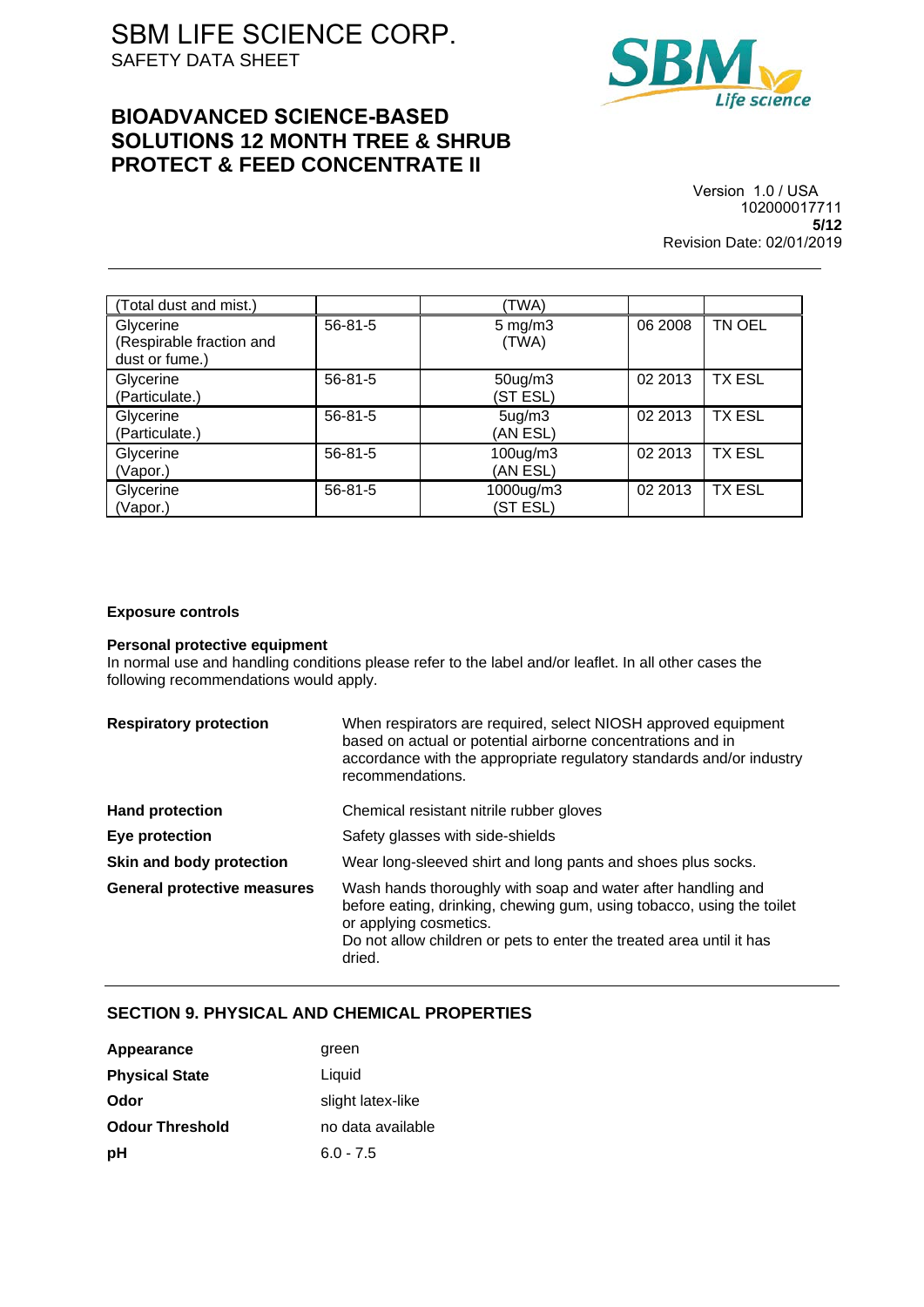| | | | | |
|---|---|---|---|---|
| (Total dust and mist.) | | (TWA) | | |
| Glycerine (Respirable fraction and dust or fume.) | 56-81-5 | 5 mg/m3 (TWA) | 06 2008 | TN OEL |
| Glycerine (Particulate.) | 56-81-5 | 50ug/m3 (ST ESL) | 02 2013 | TX ESL |
| Glycerine (Particulate.) | 56-81-5 | 5ug/m3 (AN ESL) | 02 2013 | TX ESL |
| Glycerine (Vapor.) | 56-81-5 | 100ug/m3 (AN ESL) | 02 2013 | TX ESL |
| Glycerine (Vapor.) | 56-81-5 | 1000ug/m3 (ST ESL) | 02 2013 | TX ESL |

**Exposure controls**

**Personal protective equipment**

In normal use and handling conditions please refer to the label and/or leaflet. In all other cases the following recommendations would apply.

**Respiratory protection** — When respirators are required, select NIOSH approved equipment based on actual or potential airborne concentrations and in accordance with the appropriate regulatory standards and/or industry recommendations.

**Hand protection** — Chemical resistant nitrile rubber gloves

**Eye protection** — Safety glasses with side-shields

**Skin and body protection** — Wear long-sleeved shirt and long pants and shoes plus socks.

**General protective measures** — Wash hands thoroughly with soap and water after handling and before eating, drinking, chewing gum, using tobacco, using the toilet or applying cosmetics.
Do not allow children or pets to enter the treated area until it has dried.

## SECTION 9. PHYSICAL AND CHEMICAL PROPERTIES

| | |
|---|---|
| **Appearance** | green |
| **Physical State** | Liquid |
| **Odor** | slight latex-like |
| **Odour Threshold** | no data available |
| **pH** | 6.0 - 7.5 |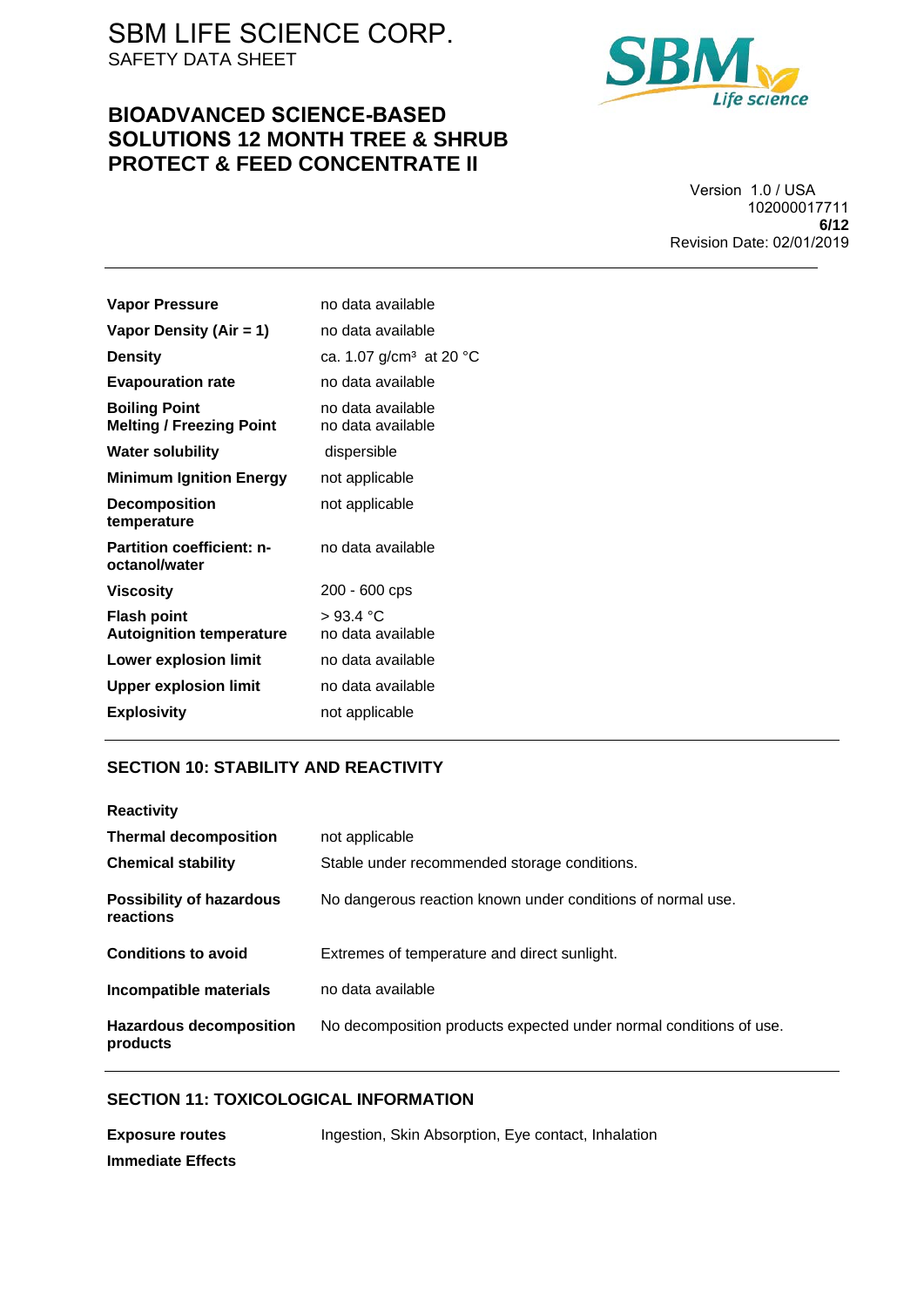| | |
|---|---|
| **Vapor Pressure** | no data available |
| **Vapor Density (Air = 1)** | no data available |
| **Density** | ca. 1.07 g/cm³ at 20 °C |
| **Evapouration rate** | no data available |
| **Boiling Point** | no data available |
| **Melting / Freezing Point** | no data available |
| **Water solubility** | dispersible |
| **Minimum Ignition Energy** | not applicable |
| **Decomposition temperature** | not applicable |
| **Partition coefficient: n-octanol/water** | no data available |
| **Viscosity** | 200 - 600 cps |
| **Flash point** | > 93.4 °C |
| **Autoignition temperature** | no data available |
| **Lower explosion limit** | no data available |
| **Upper explosion limit** | no data available |
| **Explosivity** | not applicable |

## SECTION 10: STABILITY AND REACTIVITY

**Reactivity**

| | |
|---|---|
| **Thermal decomposition** | not applicable |
| **Chemical stability** | Stable under recommended storage conditions. |
| **Possibility of hazardous reactions** | No dangerous reaction known under conditions of normal use. |
| **Conditions to avoid** | Extremes of temperature and direct sunlight. |
| **Incompatible materials** | no data available |
| **Hazardous decomposition products** | No decomposition products expected under normal conditions of use. |

## SECTION 11: TOXICOLOGICAL INFORMATION

| | |
|---|---|
| **Exposure routes** | Ingestion, Skin Absorption, Eye contact, Inhalation |

**Immediate Effects**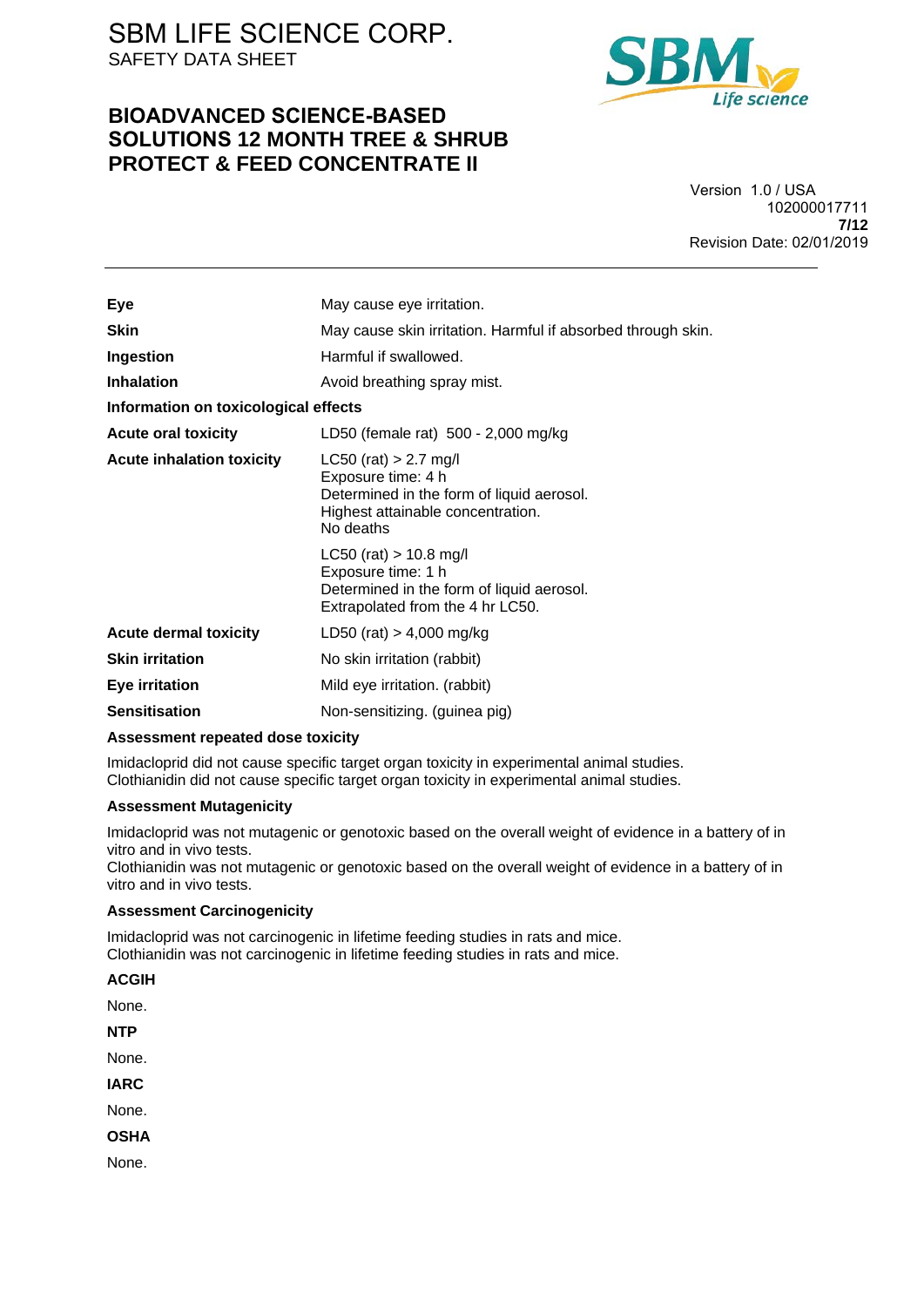| | |
|---|---|
| **Eye** | May cause eye irritation. |
| **Skin** | May cause skin irritation. Harmful if absorbed through skin. |
| **Ingestion** | Harmful if swallowed. |
| **Inhalation** | Avoid breathing spray mist. |

**Information on toxicological effects**

| | |
|---|---|
| **Acute oral toxicity** | LD50 (female rat) 500 - 2,000 mg/kg |
| **Acute inhalation toxicity** | LC50 (rat) > 2.7 mg/l<br>Exposure time: 4 h<br>Determined in the form of liquid aerosol.<br>Highest attainable concentration.<br>No deaths |
| | LC50 (rat) > 10.8 mg/l<br>Exposure time: 1 h<br>Determined in the form of liquid aerosol.<br>Extrapolated from the 4 hr LC50. |
| **Acute dermal toxicity** | LD50 (rat) > 4,000 mg/kg |
| **Skin irritation** | No skin irritation (rabbit) |
| **Eye irritation** | Mild eye irritation. (rabbit) |
| **Sensitisation** | Non-sensitizing. (guinea pig) |

**Assessment repeated dose toxicity**

Imidacloprid did not cause specific target organ toxicity in experimental animal studies.
Clothianidin did not cause specific target organ toxicity in experimental animal studies.

**Assessment Mutagenicity**

Imidacloprid was not mutagenic or genotoxic based on the overall weight of evidence in a battery of in vitro and in vivo tests.
Clothianidin was not mutagenic or genotoxic based on the overall weight of evidence in a battery of in vitro and in vivo tests.

**Assessment Carcinogenicity**

Imidacloprid was not carcinogenic in lifetime feeding studies in rats and mice.
Clothianidin was not carcinogenic in lifetime feeding studies in rats and mice.

**ACGIH**

None.

**NTP**

None.

**IARC**

None.

**OSHA**

None.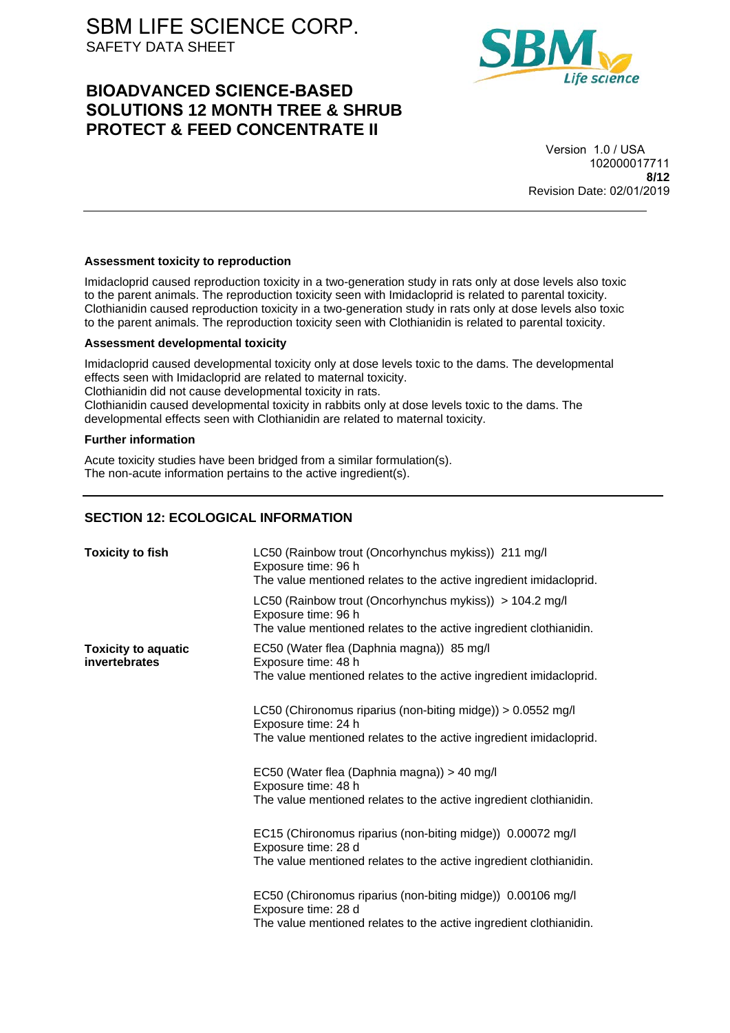**Assessment toxicity to reproduction**

Imidacloprid caused reproduction toxicity in a two-generation study in rats only at dose levels also toxic to the parent animals. The reproduction toxicity seen with Imidacloprid is related to parental toxicity.
Clothianidin caused reproduction toxicity in a two-generation study in rats only at dose levels also toxic to the parent animals. The reproduction toxicity seen with Clothianidin is related to parental toxicity.

**Assessment developmental toxicity**

Imidacloprid caused developmental toxicity only at dose levels toxic to the dams. The developmental effects seen with Imidacloprid are related to maternal toxicity.
Clothianidin did not cause developmental toxicity in rats.
Clothianidin caused developmental toxicity in rabbits only at dose levels toxic to the dams. The developmental effects seen with Clothianidin are related to maternal toxicity.

**Further information**

Acute toxicity studies have been bridged from a similar formulation(s).
The non-acute information pertains to the active ingredient(s).

## SECTION 12: ECOLOGICAL INFORMATION

| | |
|---|---|
| **Toxicity to fish** | LC50 (Rainbow trout (Oncorhynchus mykiss)) 211 mg/l<br>Exposure time: 96 h<br>The value mentioned relates to the active ingredient imidacloprid. |
| | LC50 (Rainbow trout (Oncorhynchus mykiss)) > 104.2 mg/l<br>Exposure time: 96 h<br>The value mentioned relates to the active ingredient clothianidin. |
| **Toxicity to aquatic invertebrates** | EC50 (Water flea (Daphnia magna)) 85 mg/l<br>Exposure time: 48 h<br>The value mentioned relates to the active ingredient imidacloprid. |
| | LC50 (Chironomus riparius (non-biting midge)) > 0.0552 mg/l<br>Exposure time: 24 h<br>The value mentioned relates to the active ingredient imidacloprid. |
| | EC50 (Water flea (Daphnia magna)) > 40 mg/l<br>Exposure time: 48 h<br>The value mentioned relates to the active ingredient clothianidin. |
| | EC15 (Chironomus riparius (non-biting midge)) 0.00072 mg/l<br>Exposure time: 28 d<br>The value mentioned relates to the active ingredient clothianidin. |
| | EC50 (Chironomus riparius (non-biting midge)) 0.00106 mg/l<br>Exposure time: 28 d<br>The value mentioned relates to the active ingredient clothianidin. |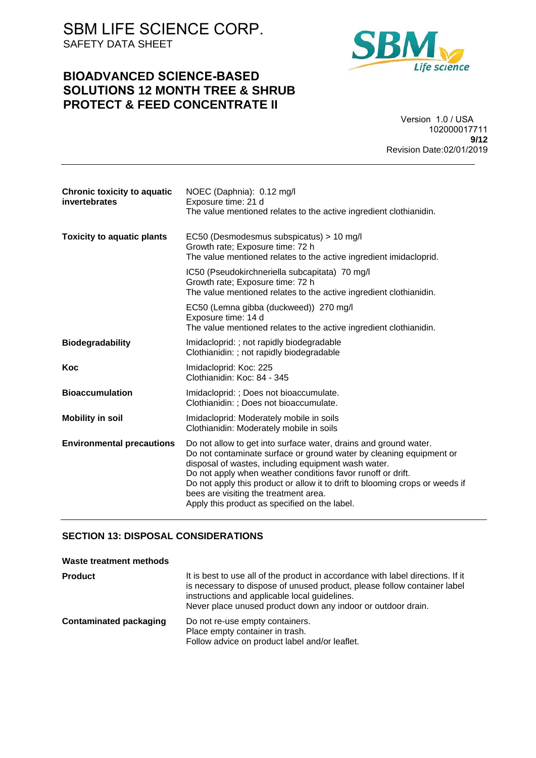| | |
|---|---|
| **Chronic toxicity to aquatic invertebrates** | NOEC (Daphnia): 0.12 mg/l<br>Exposure time: 21 d<br>The value mentioned relates to the active ingredient clothianidin. |
| **Toxicity to aquatic plants** | EC50 (Desmodesmus subspicatus) > 10 mg/l<br>Growth rate; Exposure time: 72 h<br>The value mentioned relates to the active ingredient imidacloprid. |
| | IC50 (Pseudokirchneriella subcapitata) 70 mg/l<br>Growth rate; Exposure time: 72 h<br>The value mentioned relates to the active ingredient clothianidin. |
| | EC50 (Lemna gibba (duckweed)) 270 mg/l<br>Exposure time: 14 d<br>The value mentioned relates to the active ingredient clothianidin. |
| **Biodegradability** | Imidacloprid: ; not rapidly biodegradable<br>Clothianidin: ; not rapidly biodegradable |
| **Koc** | Imidacloprid: Koc: 225<br>Clothianidin: Koc: 84 - 345 |
| **Bioaccumulation** | Imidacloprid: ; Does not bioaccumulate.<br>Clothianidin: ; Does not bioaccumulate. |
| **Mobility in soil** | Imidacloprid: Moderately mobile in soils<br>Clothianidin: Moderately mobile in soils |
| **Environmental precautions** | Do not allow to get into surface water, drains and ground water.<br>Do not contaminate surface or ground water by cleaning equipment or disposal of wastes, including equipment wash water.<br>Do not apply when weather conditions favor runoff or drift.<br>Do not apply this product or allow it to drift to blooming crops or weeds if bees are visiting the treatment area.<br>Apply this product as specified on the label. |

## SECTION 13: DISPOSAL CONSIDERATIONS

**Waste treatment methods**

| | |
|---|---|
| **Product** | It is best to use all of the product in accordance with label directions. If it is necessary to dispose of unused product, please follow container label instructions and applicable local guidelines.<br>Never place unused product down any indoor or outdoor drain. |
| **Contaminated packaging** | Do not re-use empty containers.<br>Place empty container in trash.<br>Follow advice on product label and/or leaflet. |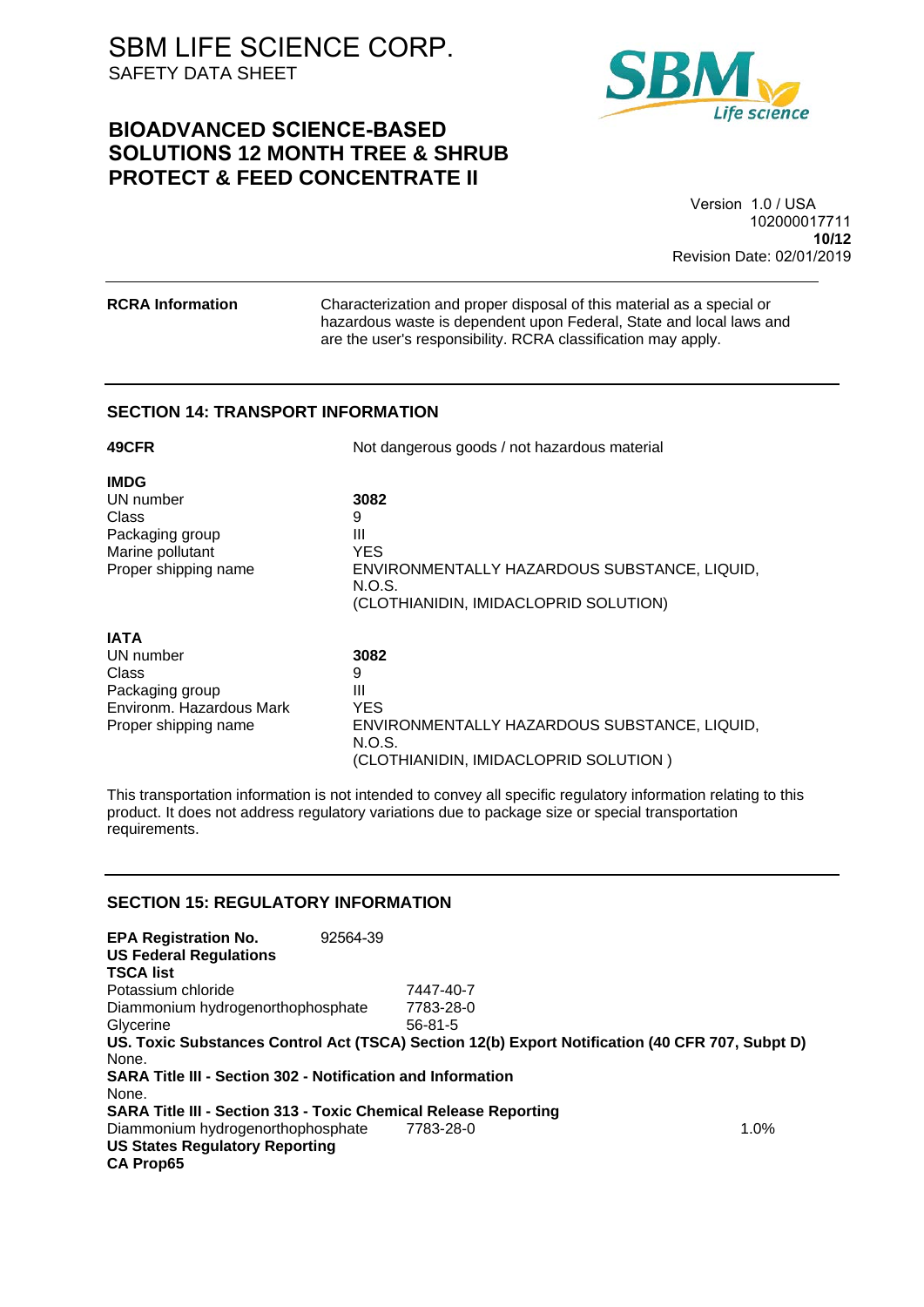| | |
|---|---|
| **RCRA Information** | Characterization and proper disposal of this material as a special or hazardous waste is dependent upon Federal, State and local laws and are the user's responsibility. RCRA classification may apply. |

## SECTION 14: TRANSPORT INFORMATION

| | |
|---|---|
| **49CFR** | Not dangerous goods / not hazardous material |

**IMDG**

| | |
|---|---|
| UN number | **3082** |
| Class | 9 |
| Packaging group | III |
| Marine pollutant | YES |
| Proper shipping name | ENVIRONMENTALLY HAZARDOUS SUBSTANCE, LIQUID, N.O.S. (CLOTHIANIDIN, IMIDACLOPRID SOLUTION) |

**IATA**

| | |
|---|---|
| UN number | **3082** |
| Class | 9 |
| Packaging group | III |
| Environm. Hazardous Mark | YES |
| Proper shipping name | ENVIRONMENTALLY HAZARDOUS SUBSTANCE, LIQUID, N.O.S. (CLOTHIANIDIN, IMIDACLOPRID SOLUTION ) |

This transportation information is not intended to convey all specific regulatory information relating to this product. It does not address regulatory variations due to package size or special transportation requirements.

## SECTION 15: REGULATORY INFORMATION

**EPA Registration No.** 92564-39

**US Federal Regulations**

**TSCA list**

| | |
|---|---|
| Potassium chloride | 7447-40-7 |
| Diammonium hydrogenorthophosphate | 7783-28-0 |
| Glycerine | 56-81-5 |

**US. Toxic Substances Control Act (TSCA) Section 12(b) Export Notification (40 CFR 707, Subpt D)**

None.

**SARA Title III - Section 302 - Notification and Information**

None.

**SARA Title III - Section 313 - Toxic Chemical Release Reporting**

| | | |
|---|---|---|
| Diammonium hydrogenorthophosphate | 7783-28-0 | 1.0% |

**US States Regulatory Reporting**

**CA Prop65**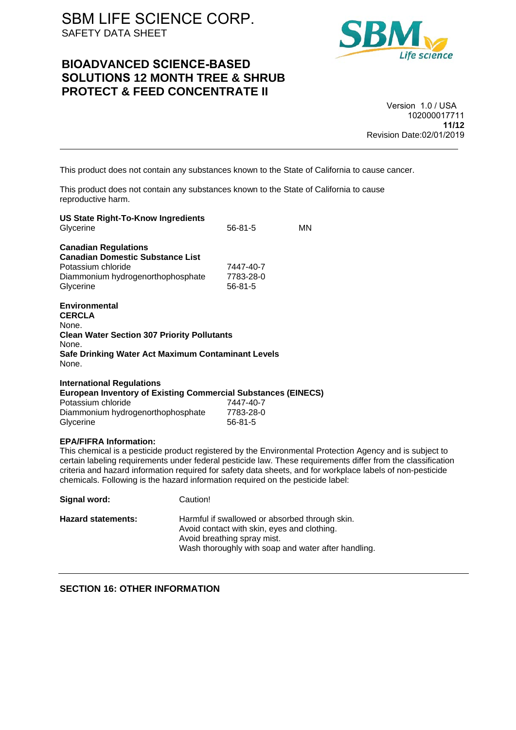This product does not contain any substances known to the State of California to cause cancer.

This product does not contain any substances known to the State of California to cause reproductive harm.

**US State Right-To-Know Ingredients**

| | | |
|---|---|---|
| Glycerine | 56-81-5 | MN |

**Canadian Regulations**

**Canadian Domestic Substance List**

| | |
|---|---|
| Potassium chloride | 7447-40-7 |
| Diammonium hydrogenorthophosphate | 7783-28-0 |
| Glycerine | 56-81-5 |

**Environmental**

**CERCLA**

None.

**Clean Water Section 307 Priority Pollutants**

None.

**Safe Drinking Water Act Maximum Contaminant Levels**

None.

**International Regulations**

**European Inventory of Existing Commercial Substances (EINECS)**

| | |
|---|---|
| Potassium chloride | 7447-40-7 |
| Diammonium hydrogenorthophosphate | 7783-28-0 |
| Glycerine | 56-81-5 |

**EPA/FIFRA Information:**

This chemical is a pesticide product registered by the Environmental Protection Agency and is subject to certain labeling requirements under federal pesticide law. These requirements differ from the classification criteria and hazard information required for safety data sheets, and for workplace labels of non-pesticide chemicals. Following is the hazard information required on the pesticide label:

**Signal word:** Caution!

**Hazard statements:** Harmful if swallowed or absorbed through skin.
Avoid contact with skin, eyes and clothing.
Avoid breathing spray mist.
Wash thoroughly with soap and water after handling.

## SECTION 16: OTHER INFORMATION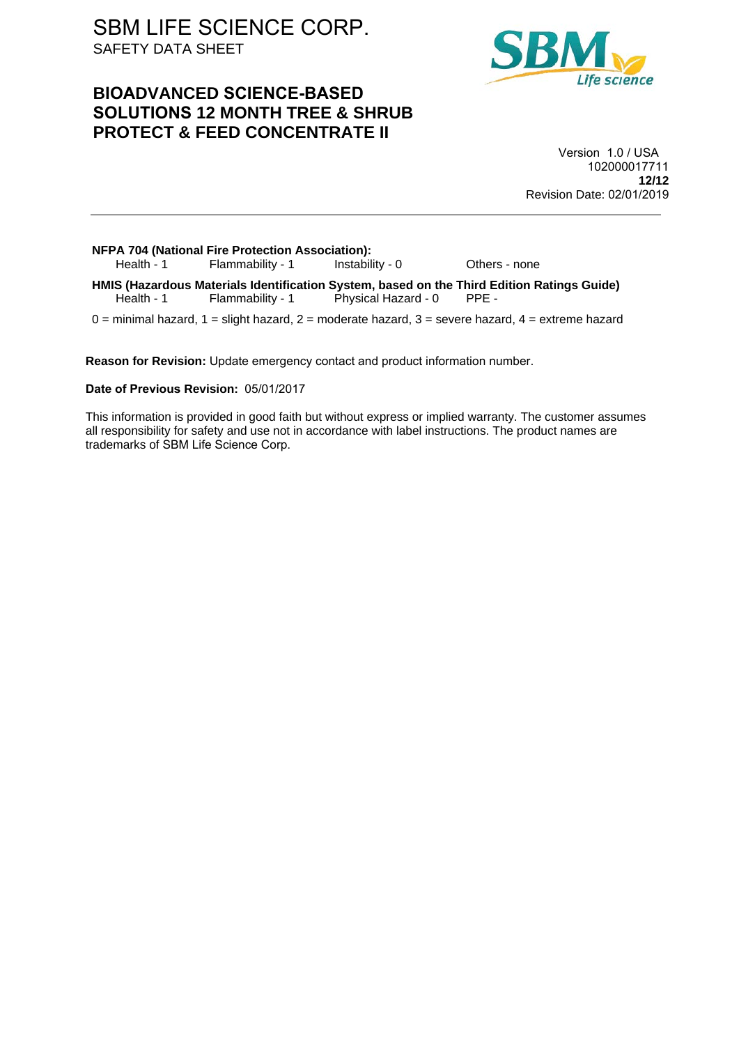**NFPA 704 (National Fire Protection Association):**

| | | | |
|---|---|---|---|
| Health - 1 | Flammability - 1 | Instability - 0 | Others - none |

**HMIS (Hazardous Materials Identification System, based on the Third Edition Ratings Guide)**

| | | | |
|---|---|---|---|
| Health - 1 | Flammability - 1 | Physical Hazard - 0 | PPE - |

0 = minimal hazard, 1 = slight hazard, 2 = moderate hazard, 3 = severe hazard, 4 = extreme hazard

**Reason for Revision:** Update emergency contact and product information number.

**Date of Previous Revision:** 05/01/2017

This information is provided in good faith but without express or implied warranty. The customer assumes all responsibility for safety and use not in accordance with label instructions. The product names are trademarks of SBM Life Science Corp.